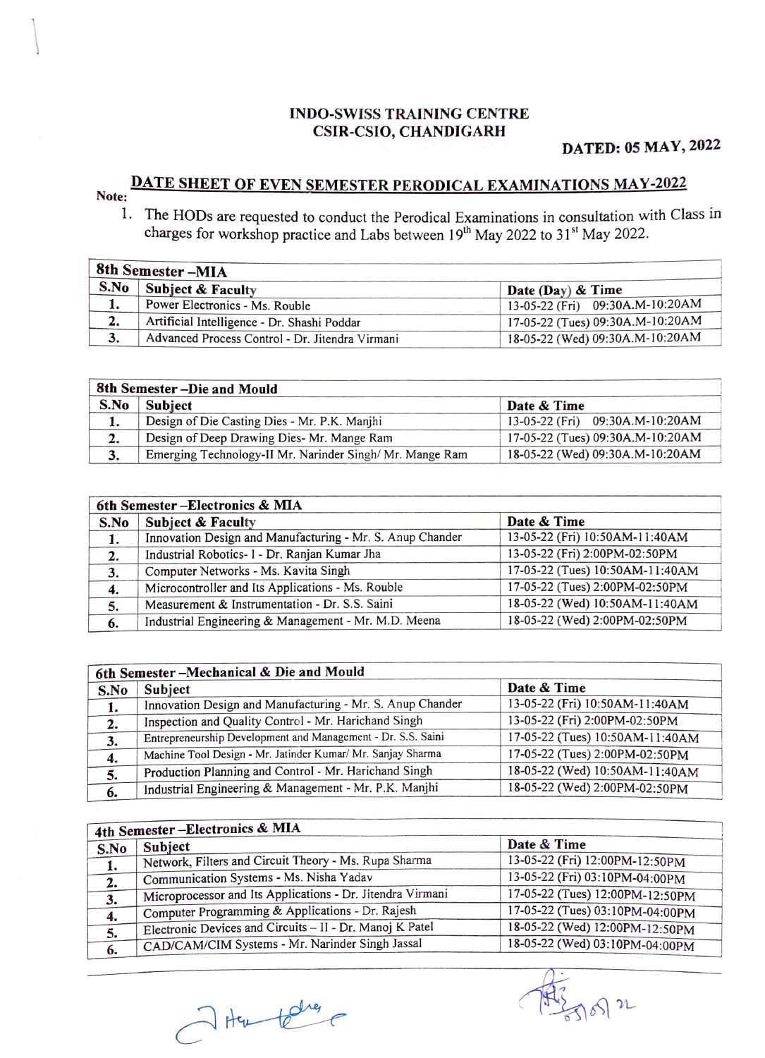**INDO-SWISS TRAINING CENTRE**
**CSIR-CSIO, CHANDIGARH**

**DATED: 05 MAY, 2022**

## DATE SHEET OF EVEN SEMESTER PERODICAL EXAMINATIONS MAY-2022

**Note:**

1. The HODs are requested to conduct the Perodical Examinations in consultation with Class in charges for workshop practice and Labs between 19th May 2022 to 31st May 2022.

| **8th Semester –MIA** | | |
|---|---|---|
| **S.No** | **Subject & Faculty** | **Date (Day) & Time** |
| 1. | Power Electronics - Ms. Rouble | 13-05-22 (Fri) 09:30A.M-10:20AM |
| 2. | Artificial Intelligence - Dr. Shashi Poddar | 17-05-22 (Tues) 09:30A.M-10:20AM |
| 3. | Advanced Process Control - Dr. Jitendra Virmani | 18-05-22 (Wed) 09:30A.M-10:20AM |

| **8th Semester –Die and Mould** | | |
|---|---|---|
| **S.No** | **Subject** | **Date & Time** |
| 1. | Design of Die Casting Dies - Mr. P.K. Manjhi | 13-05-22 (Fri) 09:30A.M-10:20AM |
| 2. | Design of Deep Drawing Dies- Mr. Mange Ram | 17-05-22 (Tues) 09:30A.M-10:20AM |
| 3. | Emerging Technology-II Mr. Narinder Singh/ Mr. Mange Ram | 18-05-22 (Wed) 09:30A.M-10:20AM |

| **6th Semester –Electronics & MIA** | | |
|---|---|---|
| **S.No** | **Subject & Faculty** | **Date & Time** |
| 1. | Innovation Design and Manufacturing - Mr. S. Anup Chander | 13-05-22 (Fri) 10:50AM-11:40AM |
| 2. | Industrial Robotics- I - Dr. Ranjan Kumar Jha | 13-05-22 (Fri) 2:00PM-02:50PM |
| 3. | Computer Networks - Ms. Kavita Singh | 17-05-22 (Tues) 10:50AM-11:40AM |
| 4. | Microcontroller and Its Applications - Ms. Rouble | 17-05-22 (Tues) 2:00PM-02:50PM |
| 5. | Measurement & Instrumentation - Dr. S.S. Saini | 18-05-22 (Wed) 10:50AM-11:40AM |
| 6. | Industrial Engineering & Management - Mr. M.D. Meena | 18-05-22 (Wed) 2:00PM-02:50PM |

| **6th Semester –Mechanical & Die and Mould** | | |
|---|---|---|
| **S.No** | **Subject** | **Date & Time** |
| 1. | Innovation Design and Manufacturing - Mr. S. Anup Chander | 13-05-22 (Fri) 10:50AM-11:40AM |
| 2. | Inspection and Quality Control - Mr. Harichand Singh | 13-05-22 (Fri) 2:00PM-02:50PM |
| 3. | Entrepreneurship Development and Management - Dr. S.S. Saini | 17-05-22 (Tues) 10:50AM-11:40AM |
| 4. | Machine Tool Design - Mr. Jatinder Kumar/ Mr. Sanjay Sharma | 17-05-22 (Tues) 2:00PM-02:50PM |
| 5. | Production Planning and Control - Mr. Harichand Singh | 18-05-22 (Wed) 10:50AM-11:40AM |
| 6. | Industrial Engineering & Management - Mr. P.K. Manjhi | 18-05-22 (Wed) 2:00PM-02:50PM |

| **4th Semester –Electronics & MIA** | | |
|---|---|---|
| **S.No** | **Subject** | **Date & Time** |
| 1. | Network, Filters and Circuit Theory - Ms. Rupa Sharma | 13-05-22 (Fri) 12:00PM-12:50PM |
| 2. | Communication Systems - Ms. Nisha Yadav | 13-05-22 (Fri) 03:10PM-04:00PM |
| 3. | Microprocessor and Its Applications - Dr. Jitendra Virmani | 17-05-22 (Tues) 12:00PM-12:50PM |
| 4. | Computer Programming & Applications - Dr. Rajesh | 17-05-22 (Tues) 03:10PM-04:00PM |
| 5. | Electronic Devices and Circuits – II - Dr. Manoj K Patel | 18-05-22 (Wed) 12:00PM-12:50PM |
| 6. | CAD/CAM/CIM Systems - Mr. Narinder Singh Jassal | 18-05-22 (Wed) 03:10PM-04:00PM |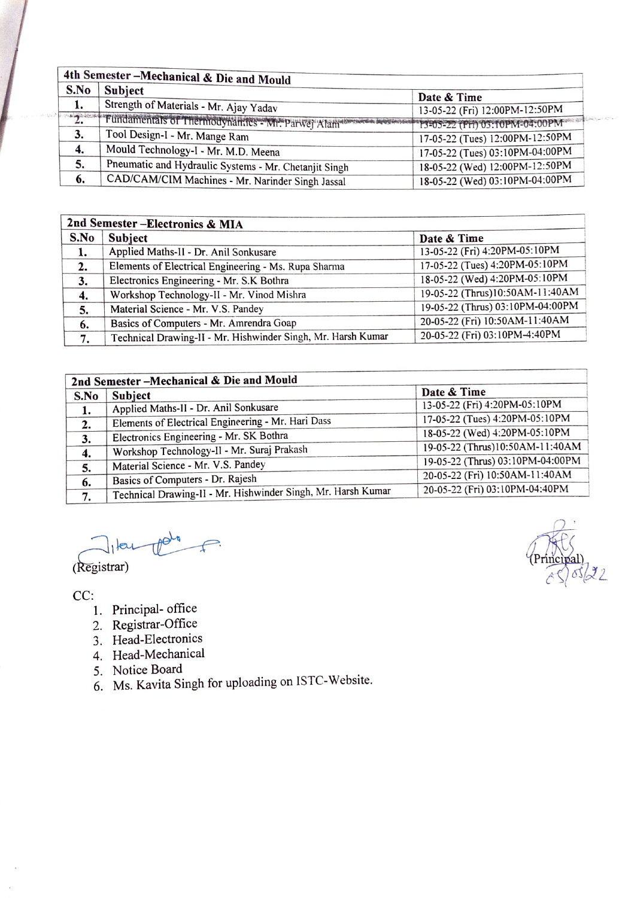| 4th Semester –Mechanical & Die and Mould | | |
|---|---|---|
| **S.No** | **Subject** | **Date & Time** |
| 1. | Strength of Materials - Mr. Ajay Yadav | 13-05-22 (Fri) 12:00PM-12:50PM |
| 2. | Fundamentals of Thermodynamics - Mr. Parwej Alam | 13-05-22 (Fri) 03:10PM-04:00PM |
| 3. | Tool Design-I - Mr. Mange Ram | 17-05-22 (Tues) 12:00PM-12:50PM |
| 4. | Mould Technology-I - Mr. M.D. Meena | 17-05-22 (Tues) 03:10PM-04:00PM |
| 5. | Pneumatic and Hydraulic Systems - Mr. Chetanjit Singh | 18-05-22 (Wed) 12:00PM-12:50PM |
| 6. | CAD/CAM/CIM Machines - Mr. Narinder Singh Jassal | 18-05-22 (Wed) 03:10PM-04:00PM |

| 2nd Semester –Electronics & MIA | | |
|---|---|---|
| **S.No** | **Subject** | **Date & Time** |
| 1. | Applied Maths-II - Dr. Anil Sonkusare | 13-05-22 (Fri) 4:20PM-05:10PM |
| 2. | Elements of Electrical Engineering - Ms. Rupa Sharma | 17-05-22 (Tues) 4:20PM-05:10PM |
| 3. | Electronics Engineering - Mr. S.K Bothra | 18-05-22 (Wed) 4:20PM-05:10PM |
| 4. | Workshop Technology-II - Mr. Vinod Mishra | 19-05-22 (Thrus)10:50AM-11:40AM |
| 5. | Material Science - Mr. V.S. Pandey | 19-05-22 (Thrus) 03:10PM-04:00PM |
| 6. | Basics of Computers - Mr. Amrendra Goap | 20-05-22 (Fri) 10:50AM-11:40AM |
| 7. | Technical Drawing-II - Mr. Hishwinder Singh, Mr. Harsh Kumar | 20-05-22 (Fri) 03:10PM-4:40PM |

| 2nd Semester –Mechanical & Die and Mould | | |
|---|---|---|
| **S.No** | **Subject** | **Date & Time** |
| 1. | Applied Maths-II - Dr. Anil Sonkusare | 13-05-22 (Fri) 4:20PM-05:10PM |
| 2. | Elements of Electrical Engineering - Mr. Hari Dass | 17-05-22 (Tues) 4:20PM-05:10PM |
| 3. | Electronics Engineering - Mr. SK Bothra | 18-05-22 (Wed) 4:20PM-05:10PM |
| 4. | Workshop Technology-II - Mr. Suraj Prakash | 19-05-22 (Thrus)10:50AM-11:40AM |
| 5. | Material Science - Mr. V.S. Pandey | 19-05-22 (Thrus) 03:10PM-04:00PM |
| 6. | Basics of Computers - Dr. Rajesh | 20-05-22 (Fri) 10:50AM-11:40AM |
| 7. | Technical Drawing-II - Mr. Hishwinder Singh, Mr. Harsh Kumar | 20-05-22 (Fri) 03:10PM-04:40PM |

(Registrar)

(Principal)
05/05/22

CC:

1. Principal- office
2. Registrar-Office
3. Head-Electronics
4. Head-Mechanical
5. Notice Board
6. Ms. Kavita Singh for uploading on ISTC-Website.